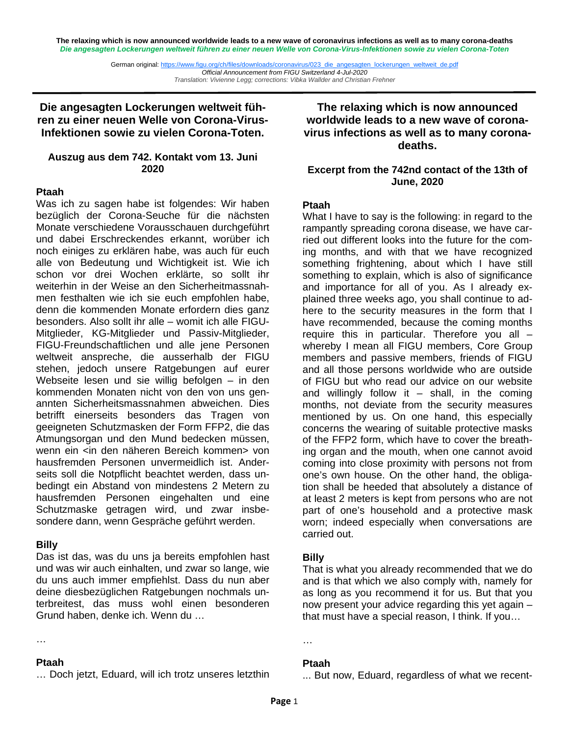**The relaxing which is now announced worldwide leads to a new wave of coronavirus infections as well as to many corona-deaths**
*Die angesagten Lockerungen weltweit führen zu einer neuen Welle von Corona-Virus-Infektionen sowie zu vielen Corona-Toten*

German original: https://www.figu.org/ch/files/downloads/coronavirus/023_die_angesagten_lockerungen_weltweit_de.pdf
*Official Announcement from FIGU Switzerland 4-Jul-2020*
*Translation: Vivienne Legg; corrections: Vibka Wallder and Christian Frehner*

---

## Die angesagten Lockerungen weltweit führen zu einer neuen Welle von Corona-Virus-Infektionen sowie zu vielen Corona-Toten.

### Auszug aus dem 742. Kontakt vom 13. Juni 2020

**Ptaah**
Was ich zu sagen habe ist folgendes: Wir haben bezüglich der Corona-Seuche für die nächsten Monate verschiedene Vorausschauen durchgeführt und dabei Erschreckendes erkannt, worüber ich noch einiges zu erklären habe, was auch für euch alle von Bedeutung und Wichtigkeit ist. Wie ich schon vor drei Wochen erklärte, so sollt ihr weiterhin in der Weise an den Sicherheitmassnahmen festhalten wie ich sie euch empfohlen habe, denn die kommenden Monate erfordern dies ganz besonders. Also sollt ihr alle – womit ich alle FIGU-Mitglieder, KG-Mitglieder und Passiv-Mitglieder, FIGU-Freundschaftlichen und alle jene Personen weltweit anspreche, die ausserhalb der FIGU stehen, jedoch unsere Ratgebungen auf eurer Webseite lesen und sie willig befolgen – in den kommenden Monaten nicht von den von uns genannten Sicherheitsmassnahmen abweichen. Dies betrifft einerseits besonders das Tragen von geeigneten Schutzmasken der Form FFP2, die das Atmungsorgan und den Mund bedecken müssen, wenn ein <in den näheren Bereich kommen> von hausfremden Personen unvermeidlich ist. Anderseits soll die Notpflicht beachtet werden, dass unbedingt ein Abstand von mindestens 2 Metern zu hausfremden Personen eingehalten und eine Schutzmaske getragen wird, und zwar insbesondere dann, wenn Gespräche geführt werden.

**Billy**
Das ist das, was du uns ja bereits empfohlen hast und was wir auch einhalten, und zwar so lange, wie du uns auch immer empfiehlst. Dass du nun aber deine diesbezüglichen Ratgebungen nochmals unterbreitest, das muss wohl einen besonderen Grund haben, denke ich. Wenn du …

…

**Ptaah**
… Doch jetzt, Eduard, will ich trotz unseres letzthin

## The relaxing which is now announced worldwide leads to a new wave of coronavirus infections as well as to many corona-deaths.

### Excerpt from the 742nd contact of the 13th of June, 2020

**Ptaah**
What I have to say is the following: in regard to the rampantly spreading corona disease, we have carried out different looks into the future for the coming months, and with that we have recognized something frightening, about which I have still something to explain, which is also of significance and importance for all of you. As I already explained three weeks ago, you shall continue to adhere to the security measures in the form that I have recommended, because the coming months require this in particular. Therefore you all – whereby I mean all FIGU members, Core Group members and passive members, friends of FIGU and all those persons worldwide who are outside of FIGU but who read our advice on our website and willingly follow it – shall, in the coming months, not deviate from the security measures mentioned by us. On one hand, this especially concerns the wearing of suitable protective masks of the FFP2 form, which have to cover the breathing organ and the mouth, when one cannot avoid coming into close proximity with persons not from one's own house. On the other hand, the obligation shall be heeded that absolutely a distance of at least 2 meters is kept from persons who are not part of one's household and a protective mask worn; indeed especially when conversations are carried out.

**Billy**
That is what you already recommended that we do and is that which we also comply with, namely for as long as you recommend it for us. But that you now present your advice regarding this yet again – that must have a special reason, I think. If you…

…

**Ptaah**
... But now, Eduard, regardless of what we recent-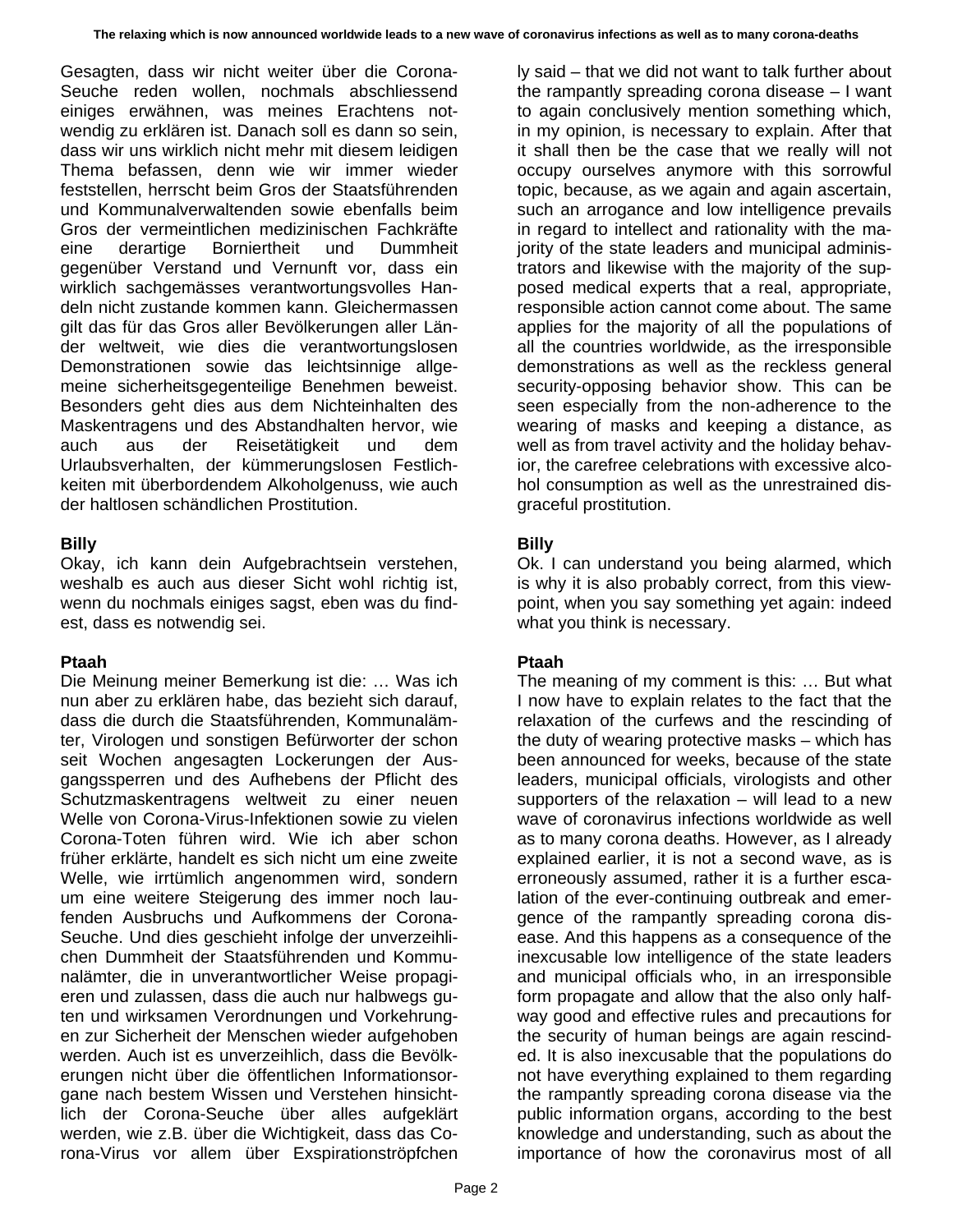Gesagten, dass wir nicht weiter über die Corona-Seuche reden wollen, nochmals abschliessend einiges erwähnen, was meines Erachtens notwendig zu erklären ist. Danach soll es dann so sein, dass wir uns wirklich nicht mehr mit diesem leidigen Thema befassen, denn wie wir immer wieder feststellen, herrscht beim Gros der Staatsführenden und Kommunalverwaltenden sowie ebenfalls beim Gros der vermeintlichen medizinischen Fachkräfte eine derartige Borniertheit und Dummheit gegenüber Verstand und Vernunft vor, dass ein wirklich sachgemässes verantwortungsvolles Handeln nicht zustande kommen kann. Gleichermassen gilt das für das Gros aller Bevölkerungen aller Länder weltweit, wie dies die verantwortungslosen Demonstrationen sowie das leichtsinnige allgemeine sicherheitsgegenteilige Benehmen beweist. Besonders geht dies aus dem Nichteinhalten des Maskentragens und des Abstandhalten hervor, wie auch aus der Reisetätigkeit und dem Urlaubsverhalten, der kümmerungslosen Festlichkeiten mit überbordendem Alkoholgenuss, wie auch der haltlosen schändlichen Prostitution.

ly said – that we did not want to talk further about the rampantly spreading corona disease – I want to again conclusively mention something which, in my opinion, is necessary to explain. After that it shall then be the case that we really will not occupy ourselves anymore with this sorrowful topic, because, as we again and again ascertain, such an arrogance and low intelligence prevails in regard to intellect and rationality with the majority of the state leaders and municipal administrators and likewise with the majority of the supposed medical experts that a real, appropriate, responsible action cannot come about. The same applies for the majority of all the populations of all the countries worldwide, as the irresponsible demonstrations as well as the reckless general security-opposing behavior show. This can be seen especially from the non-adherence to the wearing of masks and keeping a distance, as well as from travel activity and the holiday behavior, the carefree celebrations with excessive alcohol consumption as well as the unrestrained disgraceful prostitution.

**Billy**
Okay, ich kann dein Aufgebrachtsein verstehen, weshalb es auch aus dieser Sicht wohl richtig ist, wenn du nochmals einiges sagst, eben was du findest, dass es notwendig sei.

**Billy**
Ok. I can understand you being alarmed, which is why it is also probably correct, from this viewpoint, when you say something yet again: indeed what you think is necessary.

**Ptaah**
Die Meinung meiner Bemerkung ist die: … Was ich nun aber zu erklären habe, das bezieht sich darauf, dass die durch die Staatsführenden, Kommunalämter, Virologen und sonstigen Befürworter der schon seit Wochen angesagten Lockerungen der Ausgangssperren und des Aufhebens der Pflicht des Schutzmaskentragens weltweit zu einer neuen Welle von Corona-Virus-Infektionen sowie zu vielen Corona-Toten führen wird. Wie ich aber schon früher erklärte, handelt es sich nicht um eine zweite Welle, wie irrtümlich angenommen wird, sondern um eine weitere Steigerung des immer noch laufenden Ausbruchs und Aufkommens der Corona-Seuche. Und dies geschieht infolge der unverzeihlichen Dummheit der Staatsführenden und Kommunalämter, die in unverantwortlicher Weise propagieren und zulassen, dass die auch nur halbwegs guten und wirksamen Verordnungen und Vorkehrungen zur Sicherheit der Menschen wieder aufgehoben werden. Auch ist es unverzeihlich, dass die Bevölkerungen nicht über die öffentlichen Informationsorgane nach bestem Wissen und Verstehen hinsichtlich der Corona-Seuche über alles aufgeklärt werden, wie z.B. über die Wichtigkeit, dass das Corona-Virus vor allem über Exspirationströpfchen

**Ptaah**
The meaning of my comment is this: … But what I now have to explain relates to the fact that the relaxation of the curfews and the rescinding of the duty of wearing protective masks – which has been announced for weeks, because of the state leaders, municipal officials, virologists and other supporters of the relaxation – will lead to a new wave of coronavirus infections worldwide as well as to many corona deaths. However, as I already explained earlier, it is not a second wave, as is erroneously assumed, rather it is a further escalation of the ever-continuing outbreak and emergence of the rampantly spreading corona disease. And this happens as a consequence of the inexcusable low intelligence of the state leaders and municipal officials who, in an irresponsible form propagate and allow that the also only halfway good and effective rules and precautions for the security of human beings are again rescinded. It is also inexcusable that the populations do not have everything explained to them regarding the rampantly spreading corona disease via the public information organs, according to the best knowledge and understanding, such as about the importance of how the coronavirus most of all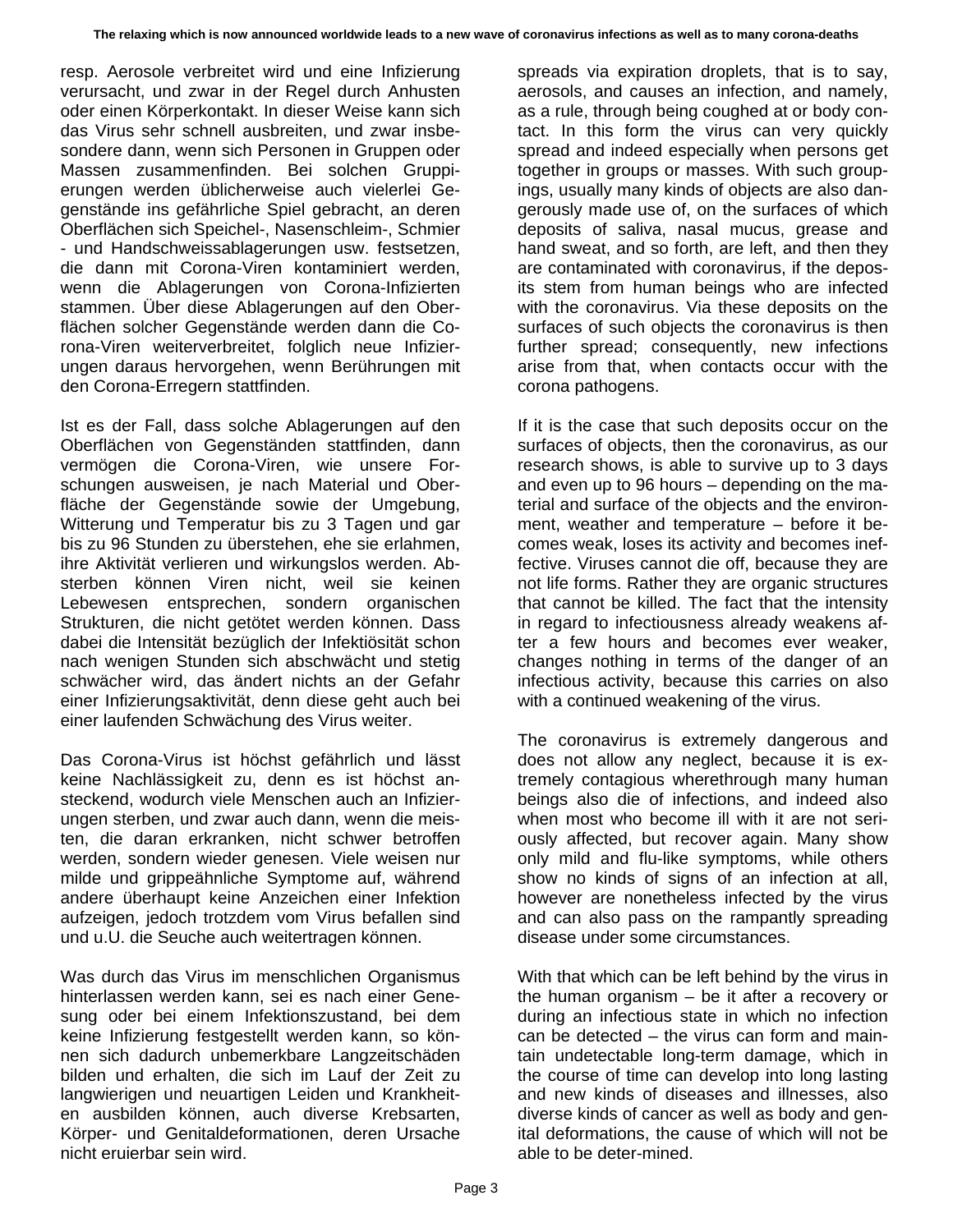resp. Aerosole verbreitet wird und eine Infizierung verursacht, und zwar in der Regel durch Anhusten oder einen Körperkontakt. In dieser Weise kann sich das Virus sehr schnell ausbreiten, und zwar insbesondere dann, wenn sich Personen in Gruppen oder Massen zusammenfinden. Bei solchen Gruppierungen werden üblicherweise auch vielerlei Gegenstände ins gefährliche Spiel gebracht, an deren Oberflächen sich Speichel-, Nasenschleim-, Schmier - und Handschweissablagerungen usw. festsetzen, die dann mit Corona-Viren kontaminiert werden, wenn die Ablagerungen von Corona-Infizierten stammen. Über diese Ablagerungen auf den Oberflächen solcher Gegenstände werden dann die Corona-Viren weiterverbreitet, folglich neue Infizierungen daraus hervorgehen, wenn Berührungen mit den Corona-Erregern stattfinden.

Ist es der Fall, dass solche Ablagerungen auf den Oberflächen von Gegenständen stattfinden, dann vermögen die Corona-Viren, wie unsere Forschungen ausweisen, je nach Material und Oberfläche der Gegenstände sowie der Umgebung, Witterung und Temperatur bis zu 3 Tagen und gar bis zu 96 Stunden zu überstehen, ehe sie erlahmen, ihre Aktivität verlieren und wirkungslos werden. Absterben können Viren nicht, weil sie keinen Lebewesen entsprechen, sondern organischen Strukturen, die nicht getötet werden können. Dass dabei die Intensität bezüglich der Infektiösität schon nach wenigen Stunden sich abschwächt und stetig schwächer wird, das ändert nichts an der Gefahr einer Infizierungsaktivität, denn diese geht auch bei einer laufenden Schwächung des Virus weiter.

Das Corona-Virus ist höchst gefährlich und lässt keine Nachlässigkeit zu, denn es ist höchst ansteckend, wodurch viele Menschen auch an Infizierungen sterben, und zwar auch dann, wenn die meisten, die daran erkranken, nicht schwer betroffen werden, sondern wieder genesen. Viele weisen nur milde und grippeähnliche Symptome auf, während andere überhaupt keine Anzeichen einer Infektion aufzeigen, jedoch trotzdem vom Virus befallen sind und u.U. die Seuche auch weitertragen können.

Was durch das Virus im menschlichen Organismus hinterlassen werden kann, sei es nach einer Genesung oder bei einem Infektionszustand, bei dem keine Infizierung festgestellt werden kann, so können sich dadurch unbemerkbare Langzeitschäden bilden und erhalten, die sich im Lauf der Zeit zu langwierigen und neuartigen Leiden und Krankheiten ausbilden können, auch diverse Krebsarten, Körper- und Genitaldeformationen, deren Ursache nicht eruierbar sein wird.

spreads via expiration droplets, that is to say, aerosols, and causes an infection, and namely, as a rule, through being coughed at or body contact. In this form the virus can very quickly spread and indeed especially when persons get together in groups or masses. With such groupings, usually many kinds of objects are also dangerously made use of, on the surfaces of which deposits of saliva, nasal mucus, grease and hand sweat, and so forth, are left, and then they are contaminated with coronavirus, if the deposits stem from human beings who are infected with the coronavirus. Via these deposits on the surfaces of such objects the coronavirus is then further spread; consequently, new infections arise from that, when contacts occur with the corona pathogens.

If it is the case that such deposits occur on the surfaces of objects, then the coronavirus, as our research shows, is able to survive up to 3 days and even up to 96 hours – depending on the material and surface of the objects and the environment, weather and temperature – before it becomes weak, loses its activity and becomes ineffective. Viruses cannot die off, because they are not life forms. Rather they are organic structures that cannot be killed. The fact that the intensity in regard to infectiousness already weakens after a few hours and becomes ever weaker, changes nothing in terms of the danger of an infectious activity, because this carries on also with a continued weakening of the virus.

The coronavirus is extremely dangerous and does not allow any neglect, because it is extremely contagious wherethrough many human beings also die of infections, and indeed also when most who become ill with it are not seriously affected, but recover again. Many show only mild and flu-like symptoms, while others show no kinds of signs of an infection at all, however are nonetheless infected by the virus and can also pass on the rampantly spreading disease under some circumstances.

With that which can be left behind by the virus in the human organism – be it after a recovery or during an infectious state in which no infection can be detected – the virus can form and maintain undetectable long-term damage, which in the course of time can develop into long lasting and new kinds of diseases and illnesses, also diverse kinds of cancer as well as body and genital deformations, the cause of which will not be able to be deter-mined.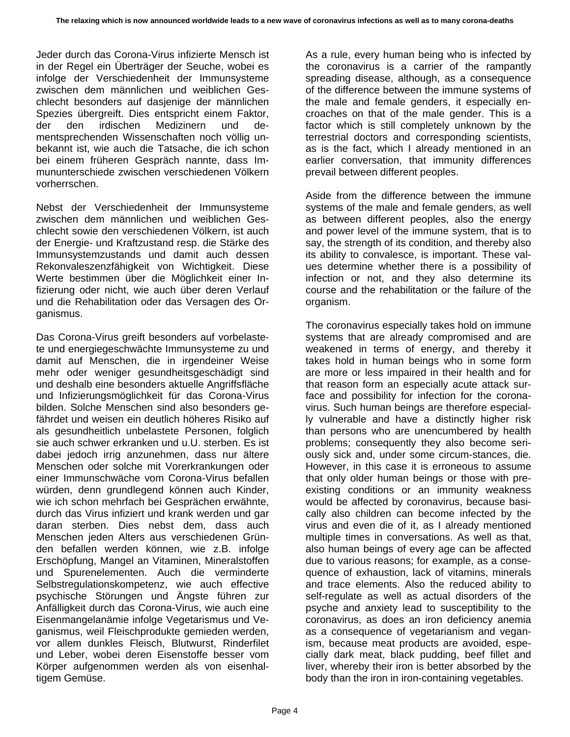Jeder durch das Corona-Virus infizierte Mensch ist in der Regel ein Überträger der Seuche, wobei es infolge der Verschiedenheit der Immunsysteme zwischen dem männlichen und weiblichen Geschlecht besonders auf dasjenige der männlichen Spezies übergreift. Dies entspricht einem Faktor, der den irdischen Medizinern und dementsprechenden Wissenschaften noch völlig unbekannt ist, wie auch die Tatsache, die ich schon bei einem früheren Gespräch nannte, dass Immununterschiede zwischen verschiedenen Völkern vorherrschen.

Nebst der Verschiedenheit der Immunsysteme zwischen dem männlichen und weiblichen Geschlecht sowie den verschiedenen Völkern, ist auch der Energie- und Kraftzustand resp. die Stärke des Immunsystemzustands und damit auch dessen Rekonvaleszenzfähigkeit von Wichtigkeit. Diese Werte bestimmen über die Möglichkeit einer Infizierung oder nicht, wie auch über deren Verlauf und die Rehabilitation oder das Versagen des Organismus.

Das Corona-Virus greift besonders auf vorbelastete und energiegeschwächte Immunsysteme zu und damit auf Menschen, die in irgendeiner Weise mehr oder weniger gesundheitsgeschädigt sind und deshalb eine besonders aktuelle Angriffsfläche und Infizierungsmöglichkeit für das Corona-Virus bilden. Solche Menschen sind also besonders gefährdet und weisen ein deutlich höheres Risiko auf als gesundheitlich unbelastete Personen, folglich sie auch schwer erkranken und u.U. sterben. Es ist dabei jedoch irrig anzunehmen, dass nur ältere Menschen oder solche mit Vorerkrankungen oder einer Immunschwäche vom Corona-Virus befallen würden, denn grundlegend können auch Kinder, wie ich schon mehrfach bei Gesprächen erwähnte, durch das Virus infiziert und krank werden und gar daran sterben. Dies nebst dem, dass auch Menschen jeden Alters aus verschiedenen Gründen befallen werden können, wie z.B. infolge Erschöpfung, Mangel an Vitaminen, Mineralstoffen und Spurenelementen. Auch die verminderte Selbstregulationskompetenz, wie auch effective psychische Störungen und Ängste führen zur Anfälligkeit durch das Corona-Virus, wie auch eine Eisenmangelanämie infolge Vegetarismus und Veganismus, weil Fleischprodukte gemieden werden, vor allem dunkles Fleisch, Blutwurst, Rinderfilet und Leber, wobei deren Eisenstoffe besser vom Körper aufgenommen werden als von eisenhaltigem Gemüse.

As a rule, every human being who is infected by the coronavirus is a carrier of the rampantly spreading disease, although, as a consequence of the difference between the immune systems of the male and female genders, it especially encroaches on that of the male gender. This is a factor which is still completely unknown by the terrestrial doctors and corresponding scientists, as is the fact, which I already mentioned in an earlier conversation, that immunity differences prevail between different peoples.

Aside from the difference between the immune systems of the male and female genders, as well as between different peoples, also the energy and power level of the immune system, that is to say, the strength of its condition, and thereby also its ability to convalesce, is important. These values determine whether there is a possibility of infection or not, and they also determine its course and the rehabilitation or the failure of the organism.

The coronavirus especially takes hold on immune systems that are already compromised and are weakened in terms of energy, and thereby it takes hold in human beings who in some form are more or less impaired in their health and for that reason form an especially acute attack surface and possibility for infection for the coronavirus. Such human beings are therefore especially vulnerable and have a distinctly higher risk than persons who are unencumbered by health problems; consequently they also become seriously sick and, under some circum-stances, die. However, in this case it is erroneous to assume that only older human beings or those with pre-existing conditions or an immunity weakness would be affected by coronavirus, because basically also children can become infected by the virus and even die of it, as I already mentioned multiple times in conversations. As well as that, also human beings of every age can be affected due to various reasons; for example, as a consequence of exhaustion, lack of vitamins, minerals and trace elements. Also the reduced ability to self-regulate as well as actual disorders of the psyche and anxiety lead to susceptibility to the coronavirus, as does an iron deficiency anemia as a consequence of vegetarianism and veganism, because meat products are avoided, especially dark meat, black pudding, beef fillet and liver, whereby their iron is better absorbed by the body than the iron in iron-containing vegetables.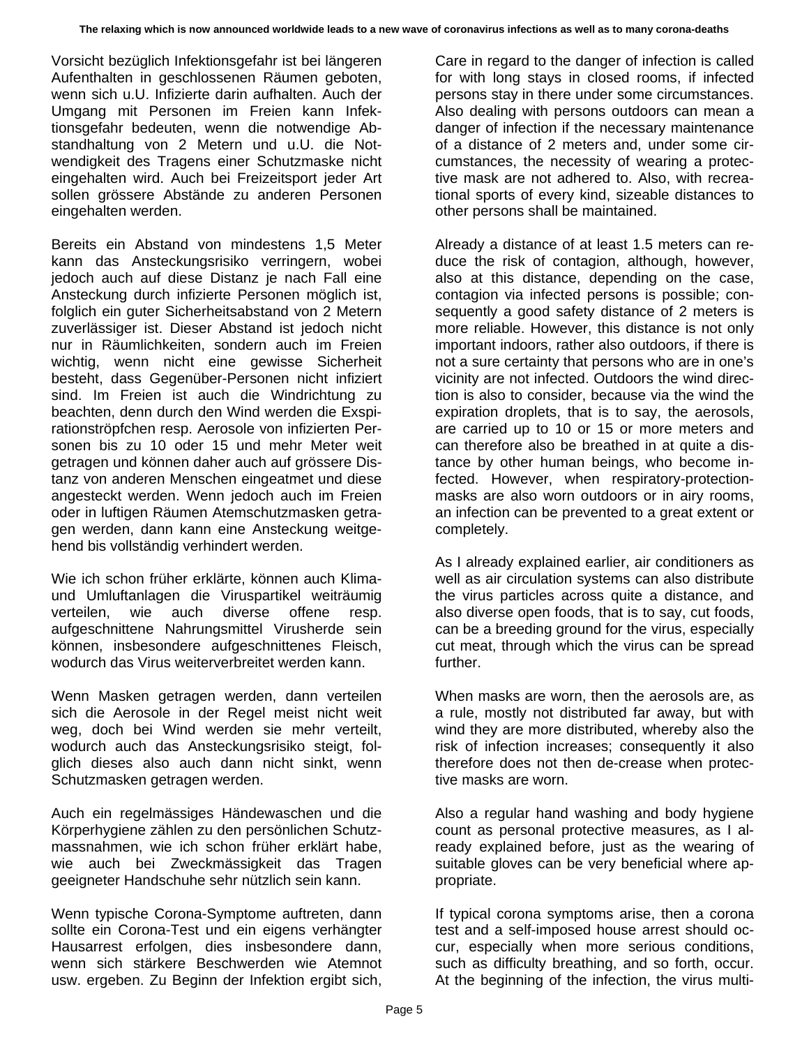Vorsicht bezüglich Infektionsgefahr ist bei längeren Aufenthalten in geschlossenen Räumen geboten, wenn sich u.U. Infizierte darin aufhalten. Auch der Umgang mit Personen im Freien kann Infektionsgefahr bedeuten, wenn die notwendige Abstandhaltung von 2 Metern und u.U. die Notwendigkeit des Tragens einer Schutzmaske nicht eingehalten wird. Auch bei Freizeitsport jeder Art sollen grössere Abstände zu anderen Personen eingehalten werden.

Bereits ein Abstand von mindestens 1,5 Meter kann das Ansteckungsrisiko verringern, wobei jedoch auch auf diese Distanz je nach Fall eine Ansteckung durch infizierte Personen möglich ist, folglich ein guter Sicherheitsabstand von 2 Metern zuverlässiger ist. Dieser Abstand ist jedoch nicht nur in Räumlichkeiten, sondern auch im Freien wichtig, wenn nicht eine gewisse Sicherheit besteht, dass Gegenüber-Personen nicht infiziert sind. Im Freien ist auch die Windrichtung zu beachten, denn durch den Wind werden die Exspirationströpfchen resp. Aerosole von infizierten Personen bis zu 10 oder 15 und mehr Meter weit getragen und können daher auch auf grössere Distanz von anderen Menschen eingeatmet und diese angesteckt werden. Wenn jedoch auch im Freien oder in luftigen Räumen Atemschutzmasken getragen werden, dann kann eine Ansteckung weitgehend bis vollständig verhindert werden.

Wie ich schon früher erklärte, können auch Klima- und Umluftanlagen die Viruspartikel weiträumig verteilen, wie auch diverse offene resp. aufgeschnittene Nahrungsmittel Virusherde sein können, insbesondere aufgeschnittenes Fleisch, wodurch das Virus weiterverbreitet werden kann.

Wenn Masken getragen werden, dann verteilen sich die Aerosole in der Regel meist nicht weit weg, doch bei Wind werden sie mehr verteilt, wodurch auch das Ansteckungsrisiko steigt, folglich dieses also auch dann nicht sinkt, wenn Schutzmasken getragen werden.

Auch ein regelmässiges Händewaschen und die Körperhygiene zählen zu den persönlichen Schutzmassnahmen, wie ich schon früher erklärt habe, wie auch bei Zweckmässigkeit das Tragen geeigneter Handschuhe sehr nützlich sein kann.

Wenn typische Corona-Symptome auftreten, dann sollte ein Corona-Test und ein eigens verhängter Hausarrest erfolgen, dies insbesondere dann, wenn sich stärkere Beschwerden wie Atemnot usw. ergeben. Zu Beginn der Infektion ergibt sich,

Care in regard to the danger of infection is called for with long stays in closed rooms, if infected persons stay in there under some circumstances. Also dealing with persons outdoors can mean a danger of infection if the necessary maintenance of a distance of 2 meters and, under some circumstances, the necessity of wearing a protective mask are not adhered to. Also, with recreational sports of every kind, sizeable distances to other persons shall be maintained.

Already a distance of at least 1.5 meters can reduce the risk of contagion, although, however, also at this distance, depending on the case, contagion via infected persons is possible; consequently a good safety distance of 2 meters is more reliable. However, this distance is not only important indoors, rather also outdoors, if there is not a sure certainty that persons who are in one's vicinity are not infected. Outdoors the wind direction is also to consider, because via the wind the expiration droplets, that is to say, the aerosols, are carried up to 10 or 15 or more meters and can therefore also be breathed in at quite a distance by other human beings, who become infected. However, when respiratory-protection-masks are also worn outdoors or in airy rooms, an infection can be prevented to a great extent or completely.

As I already explained earlier, air conditioners as well as air circulation systems can also distribute the virus particles across quite a distance, and also diverse open foods, that is to say, cut foods, can be a breeding ground for the virus, especially cut meat, through which the virus can be spread further.

When masks are worn, then the aerosols are, as a rule, mostly not distributed far away, but with wind they are more distributed, whereby also the risk of infection increases; consequently it also therefore does not then de-crease when protective masks are worn.

Also a regular hand washing and body hygiene count as personal protective measures, as I already explained before, just as the wearing of suitable gloves can be very beneficial where appropriate.

If typical corona symptoms arise, then a corona test and a self-imposed house arrest should occur, especially when more serious conditions, such as difficulty breathing, and so forth, occur. At the beginning of the infection, the virus multi-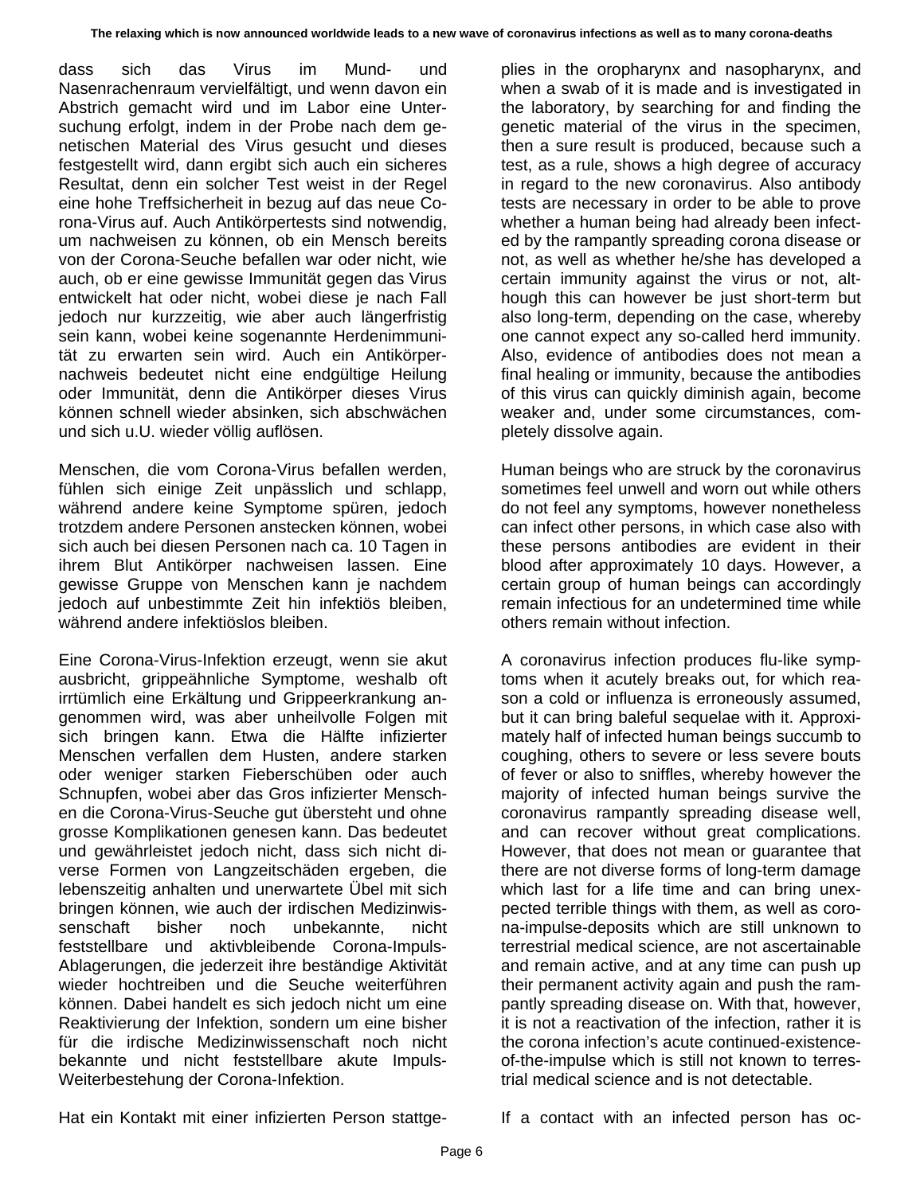dass sich das Virus im Mund- und Nasenrachenraum vervielfältigt, und wenn davon ein Abstrich gemacht wird und im Labor eine Untersuchung erfolgt, indem in der Probe nach dem genetischen Material des Virus gesucht und dieses festgestellt wird, dann ergibt sich auch ein sicheres Resultat, denn ein solcher Test weist in der Regel eine hohe Treffsicherheit in bezug auf das neue Corona-Virus auf. Auch Antikörpertests sind notwendig, um nachweisen zu können, ob ein Mensch bereits von der Corona-Seuche befallen war oder nicht, wie auch, ob er eine gewisse Immunität gegen das Virus entwickelt hat oder nicht, wobei diese je nach Fall jedoch nur kurzzeitig, wie aber auch längerfristig sein kann, wobei keine sogenannte Herdenimmunität zu erwarten sein wird. Auch ein Antikörpernachweis bedeutet nicht eine endgültige Heilung oder Immunität, denn die Antikörper dieses Virus können schnell wieder absinken, sich abschwächen und sich u.U. wieder völlig auflösen.

Menschen, die vom Corona-Virus befallen werden, fühlen sich einige Zeit unpässlich und schlapp, während andere keine Symptome spüren, jedoch trotzdem andere Personen anstecken können, wobei sich auch bei diesen Personen nach ca. 10 Tagen in ihrem Blut Antikörper nachweisen lassen. Eine gewisse Gruppe von Menschen kann je nachdem jedoch auf unbestimmte Zeit hin infektiös bleiben, während andere infektiöslos bleiben.

Eine Corona-Virus-Infektion erzeugt, wenn sie akut ausbricht, grippeähnliche Symptome, weshalb oft irrtümlich eine Erkältung und Grippeerkrankung angenommen wird, was aber unheilvolle Folgen mit sich bringen kann. Etwa die Hälfte infizierter Menschen verfallen dem Husten, andere starken oder weniger starken Fieberschüben oder auch Schnupfen, wobei aber das Gros infizierter Menschen die Corona-Virus-Seuche gut übersteht und ohne grosse Komplikationen genesen kann. Das bedeutet und gewährleistet jedoch nicht, dass sich nicht diverse Formen von Langzeitschäden ergeben, die lebenszeitig anhalten und unerwartete Übel mit sich bringen können, wie auch der irdischen Medizinwissenschaft bisher noch unbekannte, nicht feststellbare und aktivbleibende Corona-Impuls-Ablagerungen, die jederzeit ihre beständige Aktivität wieder hochtreiben und die Seuche weiterführen können. Dabei handelt es sich jedoch nicht um eine Reaktivierung der Infektion, sondern um eine bisher für die irdische Medizinwissenschaft noch nicht bekannte und nicht feststellbare akute Impuls-Weiterbestehung der Corona-Infektion.

Hat ein Kontakt mit einer infizierten Person stattge-

plies in the oropharynx and nasopharynx, and when a swab of it is made and is investigated in the laboratory, by searching for and finding the genetic material of the virus in the specimen, then a sure result is produced, because such a test, as a rule, shows a high degree of accuracy in regard to the new coronavirus. Also antibody tests are necessary in order to be able to prove whether a human being had already been infected by the rampantly spreading corona disease or not, as well as whether he/she has developed a certain immunity against the virus or not, although this can however be just short-term but also long-term, depending on the case, whereby one cannot expect any so-called herd immunity. Also, evidence of antibodies does not mean a final healing or immunity, because the antibodies of this virus can quickly diminish again, become weaker and, under some circumstances, completely dissolve again.

Human beings who are struck by the coronavirus sometimes feel unwell and worn out while others do not feel any symptoms, however nonetheless can infect other persons, in which case also with these persons antibodies are evident in their blood after approximately 10 days. However, a certain group of human beings can accordingly remain infectious for an undetermined time while others remain without infection.

A coronavirus infection produces flu-like symptoms when it acutely breaks out, for which reason a cold or influenza is erroneously assumed, but it can bring baleful sequelae with it. Approximately half of infected human beings succumb to coughing, others to severe or less severe bouts of fever or also to sniffles, whereby however the majority of infected human beings survive the coronavirus rampantly spreading disease well, and can recover without great complications. However, that does not mean or guarantee that there are not diverse forms of long-term damage which last for a life time and can bring unexpected terrible things with them, as well as corona-impulse-deposits which are still unknown to terrestrial medical science, are not ascertainable and remain active, and at any time can push up their permanent activity again and push the rampantly spreading disease on. With that, however, it is not a reactivation of the infection, rather it is the corona infection's acute continued-existence-of-the-impulse which is still not known to terrestrial medical science and is not detectable.

If a contact with an infected person has oc-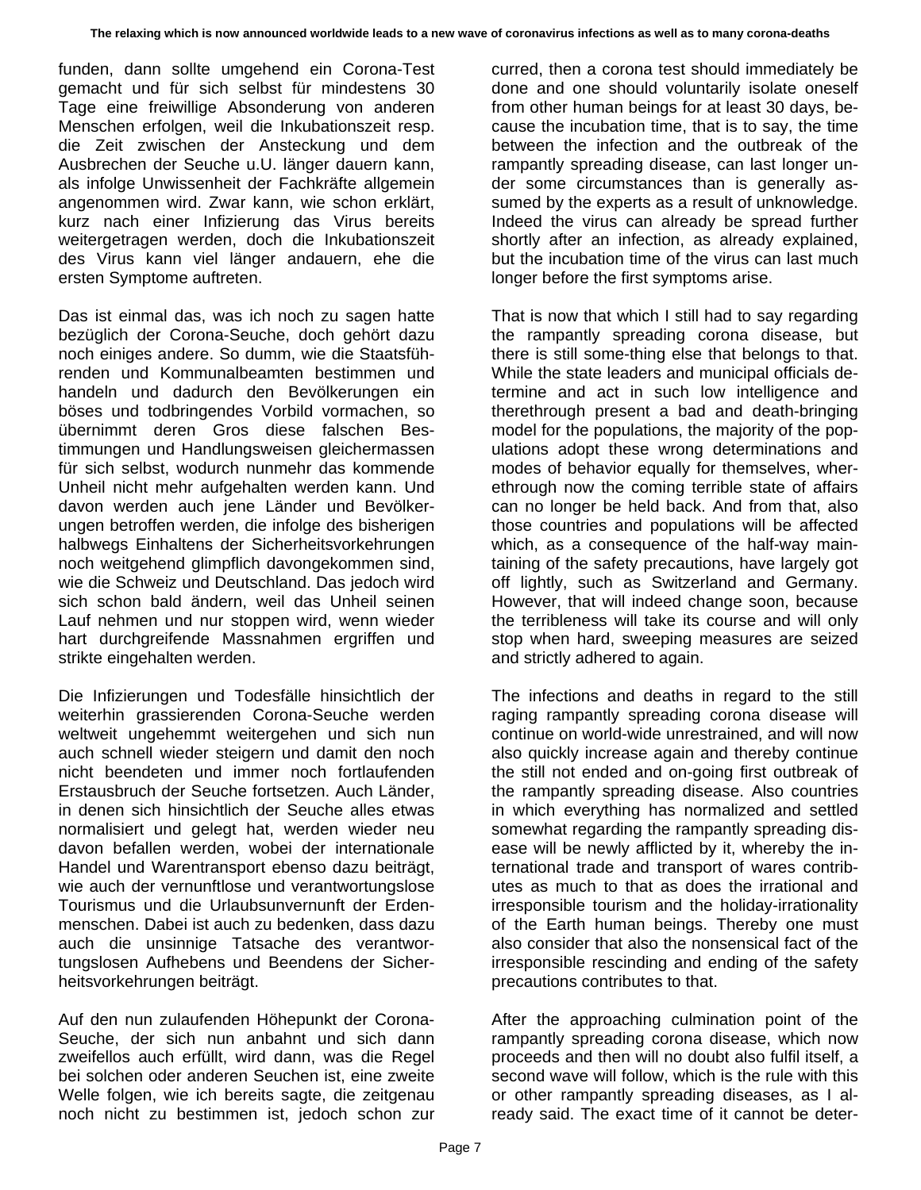funden, dann sollte umgehend ein Corona-Test gemacht und für sich selbst für mindestens 30 Tage eine freiwillige Absonderung von anderen Menschen erfolgen, weil die Inkubationszeit resp. die Zeit zwischen der Ansteckung und dem Ausbrechen der Seuche u.U. länger dauern kann, als infolge Unwissenheit der Fachkräfte allgemein angenommen wird. Zwar kann, wie schon erklärt, kurz nach einer Infizierung das Virus bereits weitergetragen werden, doch die Inkubationszeit des Virus kann viel länger andauern, ehe die ersten Symptome auftreten.

Das ist einmal das, was ich noch zu sagen hatte bezüglich der Corona-Seuche, doch gehört dazu noch einiges andere. So dumm, wie die Staatsführenden und Kommunalbeamten bestimmen und handeln und dadurch den Bevölkerungen ein böses und todbringendes Vorbild vormachen, so übernimmt deren Gros diese falschen Bestimmungen und Handlungsweisen gleichermassen für sich selbst, wodurch nunmehr das kommende Unheil nicht mehr aufgehalten werden kann. Und davon werden auch jene Länder und Bevölkerungen betroffen werden, die infolge des bisherigen halbwegs Einhaltens der Sicherheitsvorkehrungen noch weitgehend glimpflich davongekommen sind, wie die Schweiz und Deutschland. Das jedoch wird sich schon bald ändern, weil das Unheil seinen Lauf nehmen und nur stoppen wird, wenn wieder hart durchgreifende Massnahmen ergriffen und strikte eingehalten werden.

Die Infizierungen und Todesfälle hinsichtlich der weiterhin grassierenden Corona-Seuche werden weltweit ungehemmt weitergehen und sich nun auch schnell wieder steigern und damit den noch nicht beendeten und immer noch fortlaufenden Erstausbruch der Seuche fortsetzen. Auch Länder, in denen sich hinsichtlich der Seuche alles etwas normalisiert und gelegt hat, werden wieder neu davon befallen werden, wobei der internationale Handel und Warentransport ebenso dazu beiträgt, wie auch der vernunftlose und verantwortungslose Tourismus und die Urlaubsunvernunft der Erdenmenschen. Dabei ist auch zu bedenken, dass dazu auch die unsinnige Tatsache des verantwortungslosen Aufhebens und Beendens der Sicherheitsvorkehrungen beiträgt.

Auf den nun zulaufenden Höhepunkt der Corona-Seuche, der sich nun anbahnt und sich dann zweifellos auch erfüllt, wird dann, was die Regel bei solchen oder anderen Seuchen ist, eine zweite Welle folgen, wie ich bereits sagte, die zeitgenau noch nicht zu bestimmen ist, jedoch schon zur

curred, then a corona test should immediately be done and one should voluntarily isolate oneself from other human beings for at least 30 days, because the incubation time, that is to say, the time between the infection and the outbreak of the rampantly spreading disease, can last longer under some circumstances than is generally assumed by the experts as a result of unknowledge. Indeed the virus can already be spread further shortly after an infection, as already explained, but the incubation time of the virus can last much longer before the first symptoms arise.

That is now that which I still had to say regarding the rampantly spreading corona disease, but there is still some-thing else that belongs to that. While the state leaders and municipal officials determine and act in such low intelligence and therethrough present a bad and death-bringing model for the populations, the majority of the populations adopt these wrong determinations and modes of behavior equally for themselves, wherethrough now the coming terrible state of affairs can no longer be held back. And from that, also those countries and populations will be affected which, as a consequence of the half-way maintaining of the safety precautions, have largely got off lightly, such as Switzerland and Germany. However, that will indeed change soon, because the terribleness will take its course and will only stop when hard, sweeping measures are seized and strictly adhered to again.

The infections and deaths in regard to the still raging rampantly spreading corona disease will continue on world-wide unrestrained, and will now also quickly increase again and thereby continue the still not ended and on-going first outbreak of the rampantly spreading disease. Also countries in which everything has normalized and settled somewhat regarding the rampantly spreading disease will be newly afflicted by it, whereby the international trade and transport of wares contributes as much to that as does the irrational and irresponsible tourism and the holiday-irrationality of the Earth human beings. Thereby one must also consider that also the nonsensical fact of the irresponsible rescinding and ending of the safety precautions contributes to that.

After the approaching culmination point of the rampantly spreading corona disease, which now proceeds and then will no doubt also fulfil itself, a second wave will follow, which is the rule with this or other rampantly spreading diseases, as I already said. The exact time of it cannot be deter-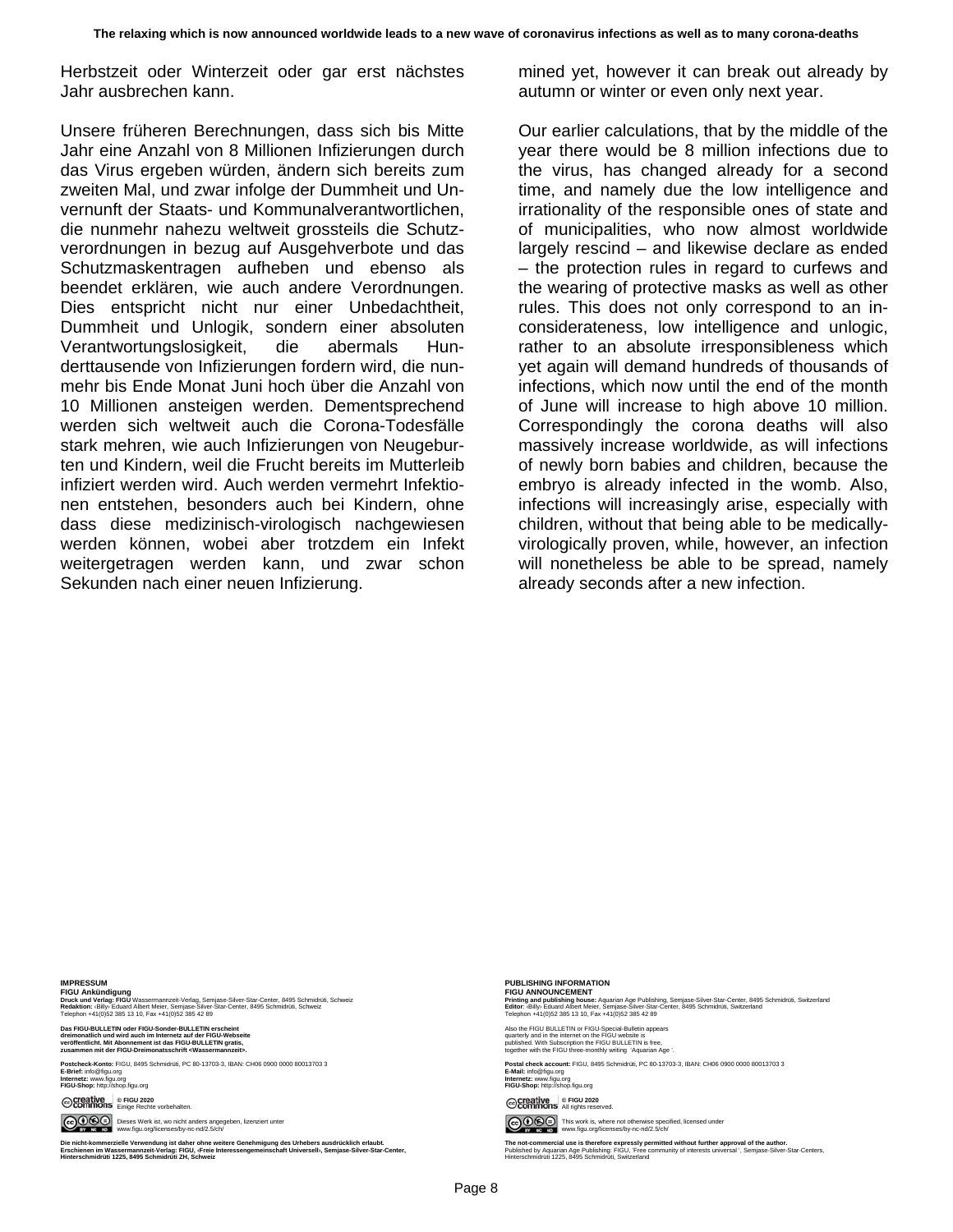Herbstzeit oder Winterzeit oder gar erst nächstes Jahr ausbrechen kann.

Unsere früheren Berechnungen, dass sich bis Mitte Jahr eine Anzahl von 8 Millionen Infizierungen durch das Virus ergeben würden, ändern sich bereits zum zweiten Mal, und zwar infolge der Dummheit und Unvernunft der Staats- und Kommunalverantwortlichen, die nunmehr nahezu weltweit grossteils die Schutzverordnungen in bezug auf Ausgehverbote und das Schutzmaskentragen aufheben und ebenso als beendet erklären, wie auch andere Verordnungen. Dies entspricht nicht nur einer Unbedachtheit, Dummheit und Unlogik, sondern einer absoluten Verantwortungslosigkeit, die abermals Hunderttausende von Infizierungen fordern wird, die nunmehr bis Ende Monat Juni hoch über die Anzahl von 10 Millionen ansteigen werden. Dementsprechend werden sich weltweit auch die Corona-Todesfälle stark mehren, wie auch Infizierungen von Neugeburten und Kindern, weil die Frucht bereits im Mutterleib infiziert werden wird. Auch werden vermehrt Infektionen entstehen, besonders auch bei Kindern, ohne dass diese medizinisch-virologisch nachgewiesen werden können, wobei aber trotzdem ein Infekt weitergetragen werden kann, und zwar schon Sekunden nach einer neuen Infizierung.

mined yet, however it can break out already by autumn or winter or even only next year.

Our earlier calculations, that by the middle of the year there would be 8 million infections due to the virus, has changed already for a second time, and namely due the low intelligence and irrationality of the responsible ones of state and of municipalities, who now almost worldwide largely rescind – and likewise declare as ended – the protection rules in regard to curfews and the wearing of protective masks as well as other rules. This does not only correspond to an inconsiderateness, low intelligence and unlogic, rather to an absolute irresponsibleness which yet again will demand hundreds of thousands of infections, which now until the end of the month of June will increase to high above 10 million. Correspondingly the corona deaths will also massively increase worldwide, as will infections of newly born babies and children, because the embryo is already infected in the womb. Also, infections will increasingly arise, especially with children, without that being able to be medically-virologically proven, while, however, an infection will nonetheless be able to be spread, namely already seconds after a new infection.

**IMPRESSUM**
**FIGU Ankündigung**
**Druck und Verlag: FIGU** Wassermannzeit-Verlag, Semjase-Silver-Star-Center, 8495 Schmidrüti, Schweiz
**Redaktion:** ‹Billy› Eduard Albert Meier, Semjase-Silver-Star-Center, 8495 Schmidrüti, Schweiz
Telephon +41(0)52 385 13 10, Fax +41(0)52 385 42 89

**Das FIGU-BULLETIN oder FIGU-Sonder-BULLETIN erscheint dreimonatlich und wird auch im Internetz auf der FIGU-Webseite veröffentlicht. Mit Abonnement ist das FIGU-BULLETIN gratis, zusammen mit der FIGU-Dreimonatsschrift <Wassermannzeit>.**

**Postcheck-Konto:** FIGU, 8495 Schmidrüti, PC 80-13703-3, IBAN: CH06 0900 0000 80013703 3
**E-Brief:** info@figu.org
**Internetz:** www.figu.org
**FIGU-Shop:** http://shop.figu.org

**© FIGU 2020**
Einige Rechte vorbehalten.

Dieses Werk ist, wo nicht anders angegeben, lizenziert unter www.figu.org/licenses/by-nc-nd/2.5/ch/

**Die nicht-kommerzielle Verwendung ist daher ohne weitere Genehmigung des Urhebers ausdrücklich erlaubt.**
**Erschienen im Wassermannzeit-Verlag: FIGU, ‹Freie Interessengemeinschaft Universell›, Semjase-Silver-Star-Center, Hinterschmidrüti 1225, 8495 Schmidrüti ZH, Schweiz**

**PUBLISHING INFORMATION**
**FIGU ANNOUNCEMENT**
**Printing and publishing house:** Aquarian Age Publishing, Semjase-Silver-Star-Center, 8495 Schmidrüti, Switzerland
**Editor:** ‹Billy› Eduard Albert Meier, Semjase-Silver-Star-Center, 8495 Schmidrüti, Switzerland
Telephon +41(0)52 385 13 10, Fax +41(0)52 385 42 89

Also the FIGU BULLETIN or FIGU-Special-Bulletin appears quarterly and in the internet on the FIGU website is published. With Subscription the FIGU BULLETIN is free, together with the FIGU three-monthly writing 'Aquarian Age '.

**Postal check account:** FIGU, 8495 Schmidrüti, PC 80-13703-3, IBAN: CH06 0900 0000 80013703 3
**E-Mail:** info@figu.org
**Internetz:** www.figu.org
**FIGU-Shop:** http://shop.figu.org

**© FIGU 2020**
All rights reserved.

This work is, where not otherwise specified, licensed under www.figu.org/licenses/by-nc-nd/2.5/ch/

**The not-commercial use is therefore expressly permitted without further approval of the author.**
Published by Aquarian Age Publishing: FIGU, 'Free community of interests universal ', Semjase-Silver-Star-Centers, Hinterschmidrüti 1225, 8495 Schmidrüti, Switzerland